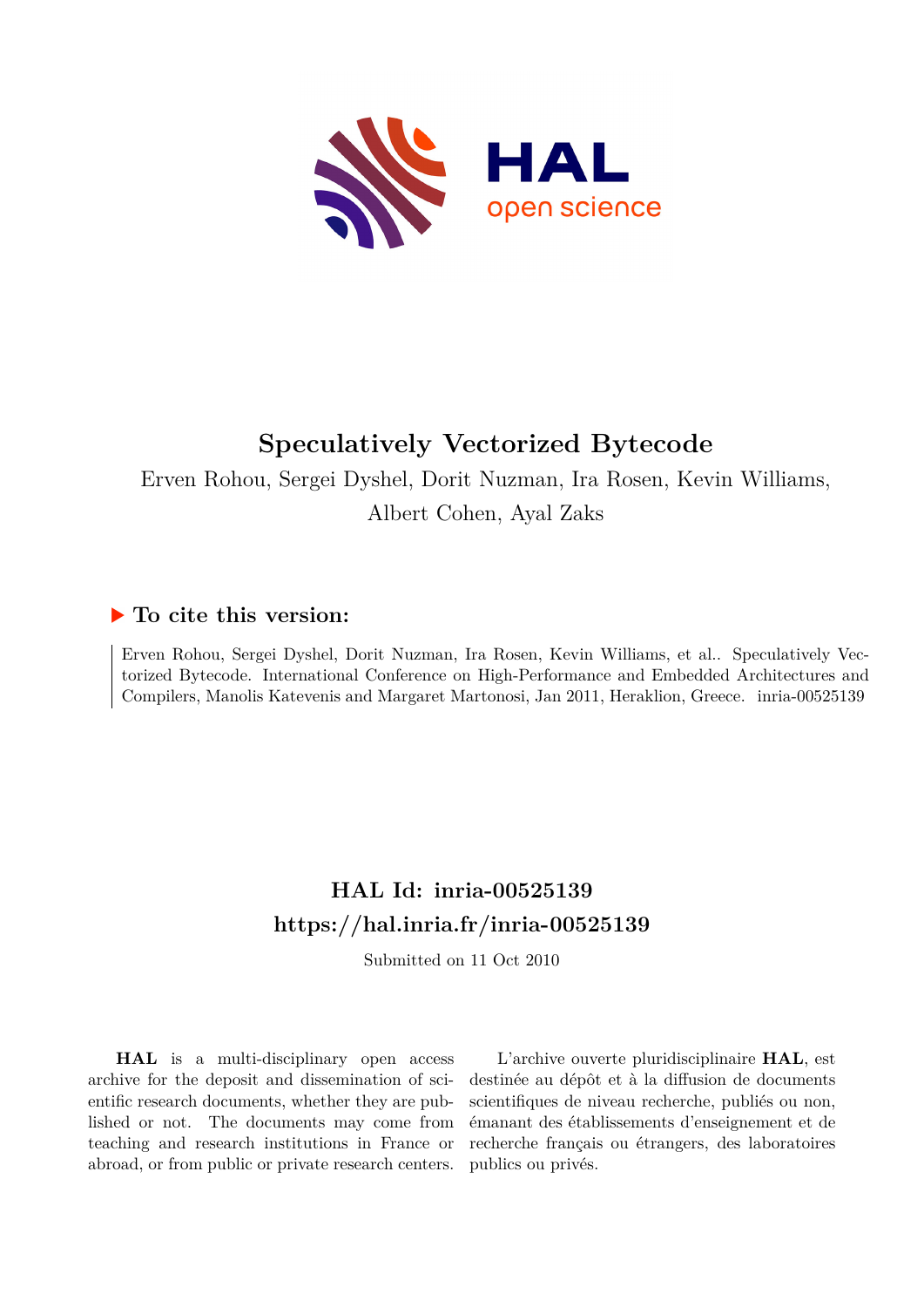# Speculatively Vectorized Bytecode

Erven Rohou, Sergei Dyshel, Dorit Nuzman, Ira Rosen, Kevin Williams, Albert Cohen, Ayal Zaks

## ▶ To cite this version:

Erven Rohou, Sergei Dyshel, Dorit Nuzman, Ira Rosen, Kevin Williams, et al.. Speculatively Vectorized Bytecode. International Conference on High-Performance and Embedded Architectures and Compilers, Manolis Katevenis and Margaret Martonosi, Jan 2011, Heraklion, Greece. inria-00525139

## HAL Id: inria-00525139
## https://hal.inria.fr/inria-00525139

Submitted on 11 Oct 2010

**HAL** is a multi-disciplinary open access archive for the deposit and dissemination of scientific research documents, whether they are published or not. The documents may come from teaching and research institutions in France or abroad, or from public or private research centers.

L'archive ouverte pluridisciplinaire **HAL**, est destinée au dépôt et à la diffusion de documents scientifiques de niveau recherche, publiés ou non, émanant des établissements d'enseignement et de recherche français ou étrangers, des laboratoires publics ou privés.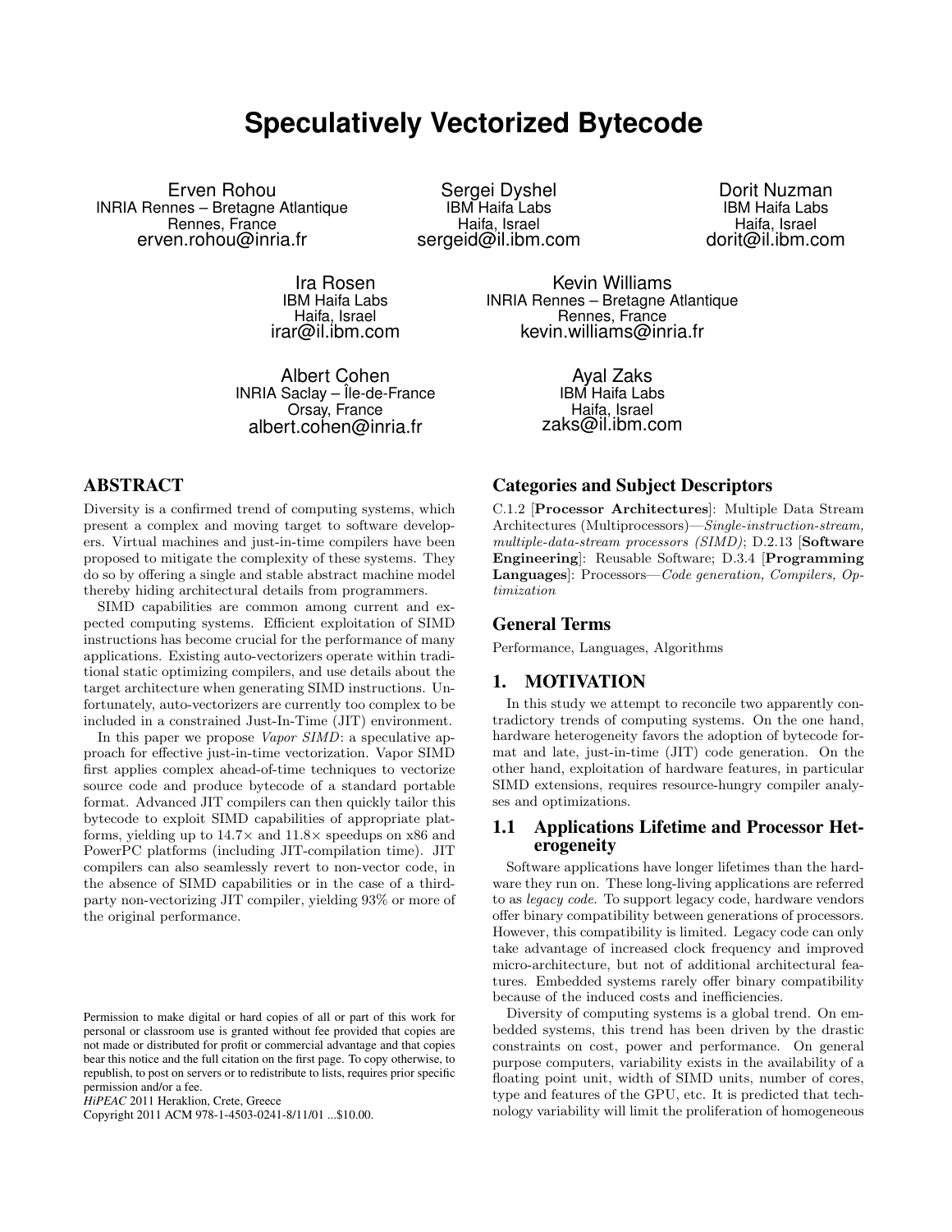# Speculatively Vectorized Bytecode

Erven Rohou
INRIA Rennes – Bretagne Atlantique
Rennes, France
erven.rohou@inria.fr

Sergei Dyshel
IBM Haifa Labs
Haifa, Israel
sergeid@il.ibm.com

Dorit Nuzman
IBM Haifa Labs
Haifa, Israel
dorit@il.ibm.com

Ira Rosen
IBM Haifa Labs
Haifa, Israel
irar@il.ibm.com

Kevin Williams
INRIA Rennes – Bretagne Atlantique
Rennes, France
kevin.williams@inria.fr

Albert Cohen
INRIA Saclay – Île-de-France
Orsay, France
albert.cohen@inria.fr

Ayal Zaks
IBM Haifa Labs
Haifa, Israel
zaks@il.ibm.com

## ABSTRACT

Diversity is a confirmed trend of computing systems, which present a complex and moving target to software developers. Virtual machines and just-in-time compilers have been proposed to mitigate the complexity of these systems. They do so by offering a single and stable abstract machine model thereby hiding architectural details from programmers.

SIMD capabilities are common among current and expected computing systems. Efficient exploitation of SIMD instructions has become crucial for the performance of many applications. Existing auto-vectorizers operate within traditional static optimizing compilers, and use details about the target architecture when generating SIMD instructions. Unfortunately, auto-vectorizers are currently too complex to be included in a constrained Just-In-Time (JIT) environment.

In this paper we propose *Vapor SIMD*: a speculative approach for effective just-in-time vectorization. Vapor SIMD first applies complex ahead-of-time techniques to vectorize source code and produce bytecode of a standard portable format. Advanced JIT compilers can then quickly tailor this bytecode to exploit SIMD capabilities of appropriate platforms, yielding up to 14.7× and 11.8× speedups on x86 and PowerPC platforms (including JIT-compilation time). JIT compilers can also seamlessly revert to non-vector code, in the absence of SIMD capabilities or in the case of a third-party non-vectorizing JIT compiler, yielding 93% or more of the original performance.

Permission to make digital or hard copies of all or part of this work for personal or classroom use is granted without fee provided that copies are not made or distributed for profit or commercial advantage and that copies bear this notice and the full citation on the first page. To copy otherwise, to republish, to post on servers or to redistribute to lists, requires prior specific permission and/or a fee.
*HiPEAC* 2011 Heraklion, Crete, Greece
Copyright 2011 ACM 978-1-4503-0241-8/11/01 ...$10.00.

## Categories and Subject Descriptors

C.1.2 [**Processor Architectures**]: Multiple Data Stream Architectures (Multiprocessors)—*Single-instruction-stream, multiple-data-stream processors (SIMD)*; D.2.13 [**Software Engineering**]: Reusable Software; D.3.4 [**Programming Languages**]: Processors—*Code generation, Compilers, Optimization*

## General Terms

Performance, Languages, Algorithms

## 1. MOTIVATION

In this study we attempt to reconcile two apparently contradictory trends of computing systems. On the one hand, hardware heterogeneity favors the adoption of bytecode format and late, just-in-time (JIT) code generation. On the other hand, exploitation of hardware features, in particular SIMD extensions, requires resource-hungry compiler analyses and optimizations.

### 1.1 Applications Lifetime and Processor Heterogeneity

Software applications have longer lifetimes than the hardware they run on. These long-living applications are referred to as *legacy code*. To support legacy code, hardware vendors offer binary compatibility between generations of processors. However, this compatibility is limited. Legacy code can only take advantage of increased clock frequency and improved micro-architecture, but not of additional architectural features. Embedded systems rarely offer binary compatibility because of the induced costs and inefficiencies.

Diversity of computing systems is a global trend. On embedded systems, this trend has been driven by the drastic constraints on cost, power and performance. On general purpose computers, variability exists in the availability of a floating point unit, width of SIMD units, number of cores, type and features of the GPU, etc. It is predicted that technology variability will limit the proliferation of homogeneous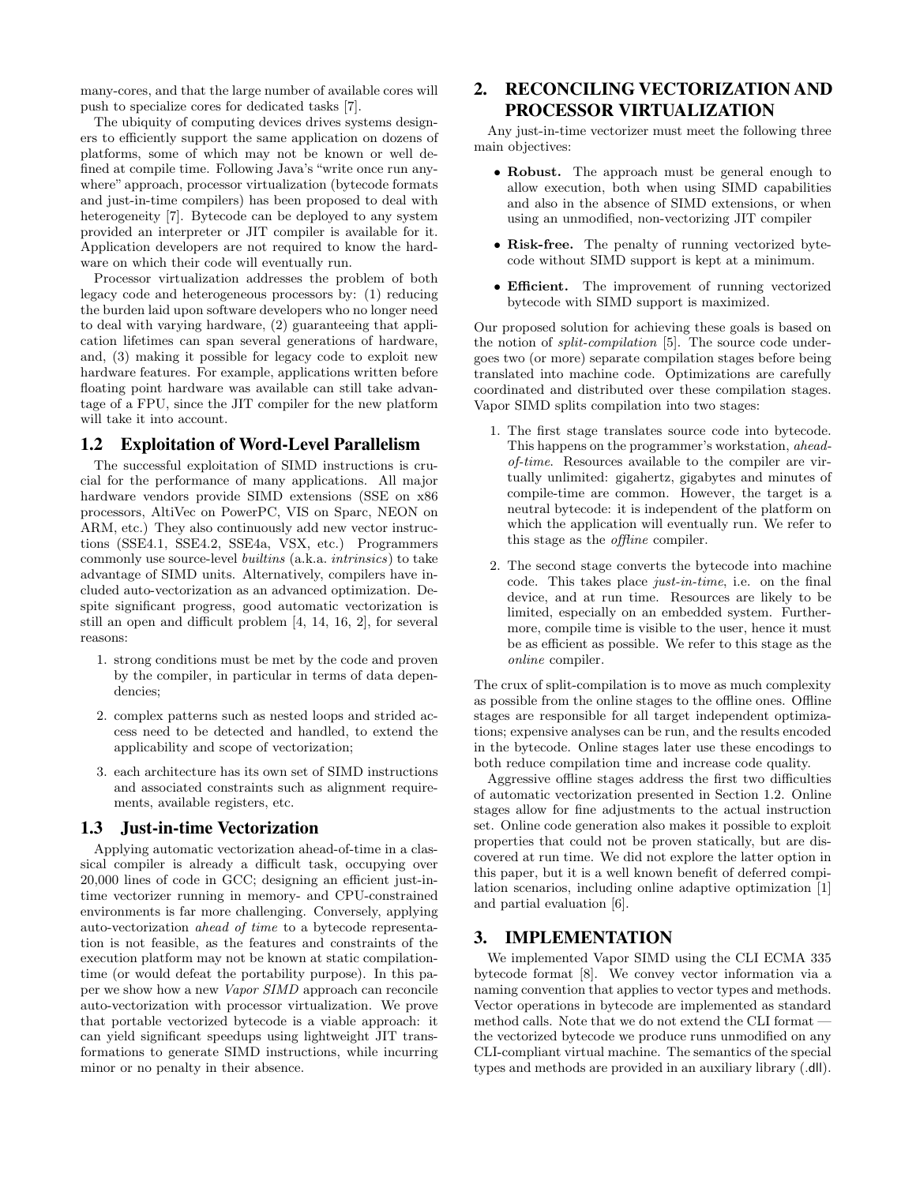many-cores, and that the large number of available cores will push to specialize cores for dedicated tasks [7].

The ubiquity of computing devices drives systems designers to efficiently support the same application on dozens of platforms, some of which may not be known or well defined at compile time. Following Java's "write once run anywhere" approach, processor virtualization (bytecode formats and just-in-time compilers) has been proposed to deal with heterogeneity [7]. Bytecode can be deployed to any system provided an interpreter or JIT compiler is available for it. Application developers are not required to know the hardware on which their code will eventually run.

Processor virtualization addresses the problem of both legacy code and heterogeneous processors by: (1) reducing the burden laid upon software developers who no longer need to deal with varying hardware, (2) guaranteeing that application lifetimes can span several generations of hardware, and, (3) making it possible for legacy code to exploit new hardware features. For example, applications written before floating point hardware was available can still take advantage of a FPU, since the JIT compiler for the new platform will take it into account.

### 1.2 Exploitation of Word-Level Parallelism

The successful exploitation of SIMD instructions is crucial for the performance of many applications. All major hardware vendors provide SIMD extensions (SSE on x86 processors, AltiVec on PowerPC, VIS on Sparc, NEON on ARM, etc.) They also continuously add new vector instructions (SSE4.1, SSE4.2, SSE4a, VSX, etc.) Programmers commonly use source-level *builtins* (a.k.a. *intrinsics*) to take advantage of SIMD units. Alternatively, compilers have included auto-vectorization as an advanced optimization. Despite significant progress, good automatic vectorization is still an open and difficult problem [4, 14, 16, 2], for several reasons:

1. strong conditions must be met by the code and proven by the compiler, in particular in terms of data dependencies;
2. complex patterns such as nested loops and strided access need to be detected and handled, to extend the applicability and scope of vectorization;
3. each architecture has its own set of SIMD instructions and associated constraints such as alignment requirements, available registers, etc.

### 1.3 Just-in-time Vectorization

Applying automatic vectorization ahead-of-time in a classical compiler is already a difficult task, occupying over 20,000 lines of code in GCC; designing an efficient just-in-time vectorizer running in memory- and CPU-constrained environments is far more challenging. Conversely, applying auto-vectorization *ahead of time* to a bytecode representation is not feasible, as the features and constraints of the execution platform may not be known at static compilation-time (or would defeat the portability purpose). In this paper we show how a new *Vapor SIMD* approach can reconcile auto-vectorization with processor virtualization. We prove that portable vectorized bytecode is a viable approach: it can yield significant speedups using lightweight JIT transformations to generate SIMD instructions, while incurring minor or no penalty in their absence.

## 2. RECONCILING VECTORIZATION AND PROCESSOR VIRTUALIZATION

Any just-in-time vectorizer must meet the following three main objectives:

- **Robust.** The approach must be general enough to allow execution, both when using SIMD capabilities and also in the absence of SIMD extensions, or when using an unmodified, non-vectorizing JIT compiler
- **Risk-free.** The penalty of running vectorized bytecode without SIMD support is kept at a minimum.
- **Efficient.** The improvement of running vectorized bytecode with SIMD support is maximized.

Our proposed solution for achieving these goals is based on the notion of *split-compilation* [5]. The source code undergoes two (or more) separate compilation stages before being translated into machine code. Optimizations are carefully coordinated and distributed over these compilation stages. Vapor SIMD splits compilation into two stages:

1. The first stage translates source code into bytecode. This happens on the programmer's workstation, *ahead-of-time*. Resources available to the compiler are virtually unlimited: gigahertz, gigabytes and minutes of compile-time are common. However, the target is a neutral bytecode: it is independent of the platform on which the application will eventually run. We refer to this stage as the *offline* compiler.
2. The second stage converts the bytecode into machine code. This takes place *just-in-time*, i.e. on the final device, and at run time. Resources are likely to be limited, especially on an embedded system. Furthermore, compile time is visible to the user, hence it must be as efficient as possible. We refer to this stage as the *online* compiler.

The crux of split-compilation is to move as much complexity as possible from the online stages to the offline ones. Offline stages are responsible for all target independent optimizations; expensive analyses can be run, and the results encoded in the bytecode. Online stages later use these encodings to both reduce compilation time and increase code quality.

Aggressive offline stages address the first two difficulties of automatic vectorization presented in Section 1.2. Online stages allow for fine adjustments to the actual instruction set. Online code generation also makes it possible to exploit properties that could not be proven statically, but are discovered at run time. We did not explore the latter option in this paper, but it is a well known benefit of deferred compilation scenarios, including online adaptive optimization [1] and partial evaluation [6].

## 3. IMPLEMENTATION

We implemented Vapor SIMD using the CLI ECMA 335 bytecode format [8]. We convey vector information via a naming convention that applies to vector types and methods. Vector operations in bytecode are implemented as standard method calls. Note that we do not extend the CLI format — the vectorized bytecode we produce runs unmodified on any CLI-compliant virtual machine. The semantics of the special types and methods are provided in an auxiliary library (.dll).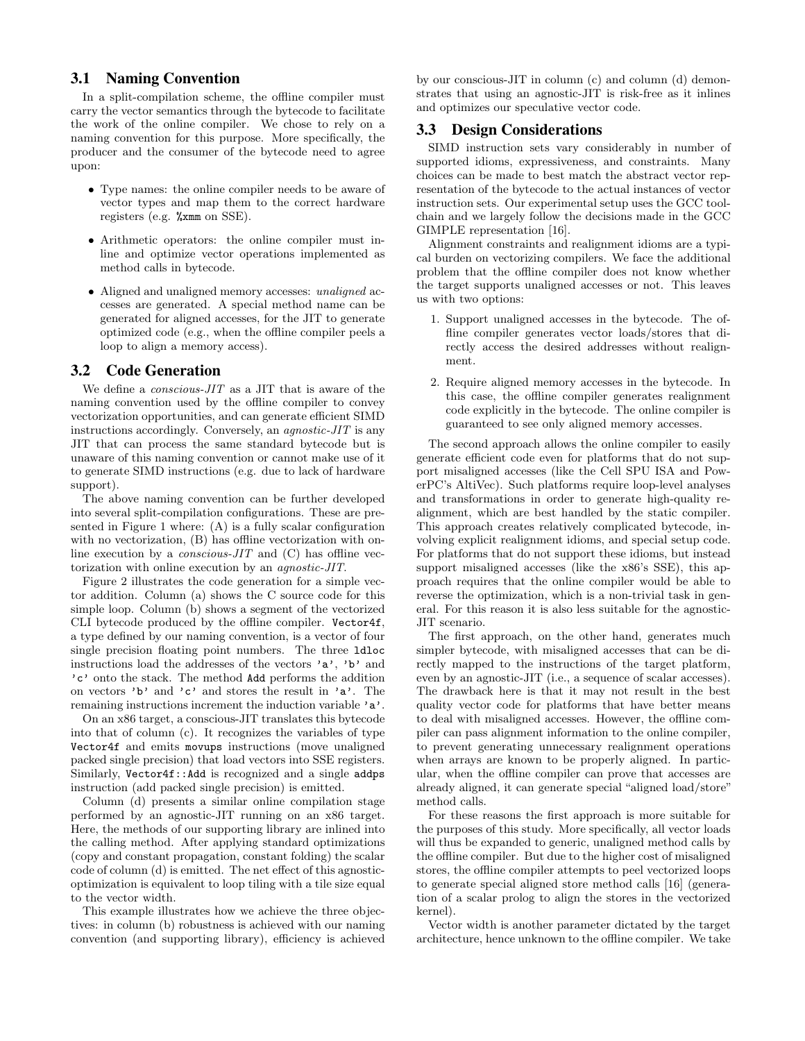### 3.1 Naming Convention

In a split-compilation scheme, the offline compiler must carry the vector semantics through the bytecode to facilitate the work of the online compiler. We chose to rely on a naming convention for this purpose. More specifically, the producer and the consumer of the bytecode need to agree upon:

- Type names: the online compiler needs to be aware of vector types and map them to the correct hardware registers (e.g. `%xmm` on SSE).
- Arithmetic operators: the online compiler must inline and optimize vector operations implemented as method calls in bytecode.
- Aligned and unaligned memory accesses: *unaligned* accesses are generated. A special method name can be generated for aligned accesses, for the JIT to generate optimized code (e.g., when the offline compiler peels a loop to align a memory access).

### 3.2 Code Generation

We define a *conscious-JIT* as a JIT that is aware of the naming convention used by the offline compiler to convey vectorization opportunities, and can generate efficient SIMD instructions accordingly. Conversely, an *agnostic-JIT* is any JIT that can process the same standard bytecode but is unaware of this naming convention or cannot make use of it to generate SIMD instructions (e.g. due to lack of hardware support).

The above naming convention can be further developed into several split-compilation configurations. These are presented in Figure 1 where: (A) is a fully scalar configuration with no vectorization, (B) has offline vectorization with online execution by a *conscious-JIT* and (C) has offline vectorization with online execution by an *agnostic-JIT*.

Figure 2 illustrates the code generation for a simple vector addition. Column (a) shows the C source code for this simple loop. Column (b) shows a segment of the vectorized CLI bytecode produced by the offline compiler. `Vector4f`, a type defined by our naming convention, is a vector of four single precision floating point numbers. The three `ldloc` instructions load the addresses of the vectors 'a', 'b' and 'c' onto the stack. The method `Add` performs the addition on vectors 'b' and 'c' and stores the result in 'a'. The remaining instructions increment the induction variable 'a'.

On an x86 target, a conscious-JIT translates this bytecode into that of column (c). It recognizes the variables of type `Vector4f` and emits `movups` instructions (move unaligned packed single precision) that load vectors into SSE registers. Similarly, `Vector4f::Add` is recognized and a single `addps` instruction (add packed single precision) is emitted.

Column (d) presents a similar online compilation stage performed by an agnostic-JIT running on an x86 target. Here, the methods of our supporting library are inlined into the calling method. After applying standard optimizations (copy and constant propagation, constant folding) the scalar code of column (d) is emitted. The net effect of this agnostic-optimization is equivalent to loop tiling with a tile size equal to the vector width.

This example illustrates how we achieve the three objectives: in column (b) robustness is achieved with our naming convention (and supporting library), efficiency is achieved by our conscious-JIT in column (c) and column (d) demonstrates that using an agnostic-JIT is risk-free as it inlines and optimizes our speculative vector code.

### 3.3 Design Considerations

SIMD instruction sets vary considerably in number of supported idioms, expressiveness, and constraints. Many choices can be made to best match the abstract vector representation of the bytecode to the actual instances of vector instruction sets. Our experimental setup uses the GCC toolchain and we largely follow the decisions made in the GCC GIMPLE representation [16].

Alignment constraints and realignment idioms are a typical burden on vectorizing compilers. We face the additional problem that the offline compiler does not know whether the target supports unaligned accesses or not. This leaves us with two options:

1. Support unaligned accesses in the bytecode. The offline compiler generates vector loads/stores that directly access the desired addresses without realignment.
2. Require aligned memory accesses in the bytecode. In this case, the offline compiler generates realignment code explicitly in the bytecode. The online compiler is guaranteed to see only aligned memory accesses.

The second approach allows the online compiler to easily generate efficient code even for platforms that do not support misaligned accesses (like the Cell SPU ISA and PowerPC's AltiVec). Such platforms require loop-level analyses and transformations in order to generate high-quality realignment, which are best handled by the static compiler. This approach creates relatively complicated bytecode, involving explicit realignment idioms, and special setup code. For platforms that do not support these idioms, but instead support misaligned accesses (like the x86's SSE), this approach requires that the online compiler would be able to reverse the optimization, which is a non-trivial task in general. For this reason it is also less suitable for the agnostic-JIT scenario.

The first approach, on the other hand, generates much simpler bytecode, with misaligned accesses that can be directly mapped to the instructions of the target platform, even by an agnostic-JIT (i.e., a sequence of scalar accesses). The drawback here is that it may not result in the best quality vector code for platforms that have better means to deal with misaligned accesses. However, the offline compiler can pass alignment information to the online compiler, to prevent generating unnecessary realignment operations when arrays are known to be properly aligned. In particular, when the offline compiler can prove that accesses are already aligned, it can generate special "aligned load/store" method calls.

For these reasons the first approach is more suitable for the purposes of this study. More specifically, all vector loads will thus be expanded to generic, unaligned method calls by the offline compiler. But due to the higher cost of misaligned stores, the offline compiler attempts to peel vectorized loops to generate special aligned store method calls [16] (generation of a scalar prolog to align the stores in the vectorized kernel).

Vector width is another parameter dictated by the target architecture, hence unknown to the offline compiler. We take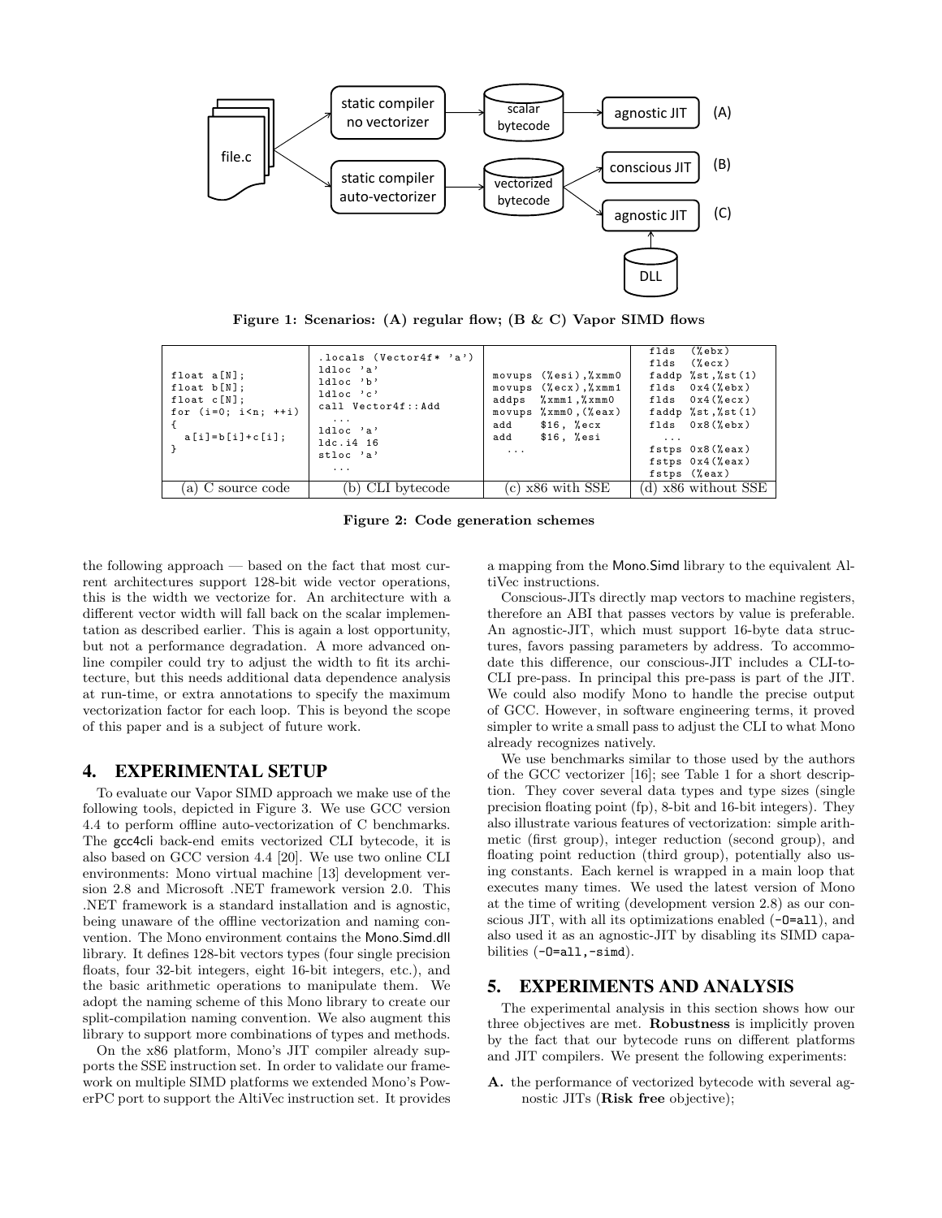Figure 1: Scenarios: (A) regular flow; (B & C) Vapor SIMD flows

| (a) C source code | (b) CLI bytecode | (c) x86 with SSE | (d) x86 without SSE |
|---|---|---|---|
| `float a[N];`<br>`float b[N];`<br>`float c[N];`<br>`for (i=0; i<n; ++i)`<br>`{`<br>`  a[i]=b[i]+c[i];`<br>`}` | `.locals (Vector4f* 'a')`<br>`ldloc 'a'`<br>`ldloc 'b'`<br>`ldloc 'c'`<br>`call Vector4f::Add`<br>`...`<br>`ldloc 'a'`<br>`ldc.i4 16`<br>`stloc 'a'`<br>`...` | `movups (%esi),%xmm0`<br>`movups (%ecx),%xmm1`<br>`addps %xmm1,%xmm0`<br>`movups %xmm0,(%eax)`<br>`add $16, %ecx`<br>`add $16, %esi`<br>`...` | `flds (%ebx)`<br>`flds (%ecx)`<br>`faddp %st,%st(1)`<br>`flds 0x4(%ebx)`<br>`flds 0x4(%ecx)`<br>`faddp %st,%st(1)`<br>`flds 0x8(%ebx)`<br>`...`<br>`fstps 0x8(%eax)`<br>`fstps 0x4(%eax)`<br>`fstps (%eax)` |

Figure 2: Code generation schemes

the following approach — based on the fact that most current architectures support 128-bit wide vector operations, this is the width we vectorize for. An architecture with a different vector width will fall back on the scalar implementation as described earlier. This is again a lost opportunity, but not a performance degradation. A more advanced online compiler could try to adjust the width to fit its architecture, but this needs additional data dependence analysis at run-time, or extra annotations to specify the maximum vectorization factor for each loop. This is beyond the scope of this paper and is a subject of future work.

## 4. EXPERIMENTAL SETUP

To evaluate our Vapor SIMD approach we make use of the following tools, depicted in Figure 3. We use GCC version 4.4 to perform offline auto-vectorization of C benchmarks. The gcc4cli back-end emits vectorized CLI bytecode, it is also based on GCC version 4.4 [20]. We use two online CLI environments: Mono virtual machine [13] development version 2.8 and Microsoft .NET framework version 2.0. This .NET framework is a standard installation and is agnostic, being unaware of the offline vectorization and naming convention. The Mono environment contains the Mono.Simd.dll library. It defines 128-bit vectors types (four single precision floats, four 32-bit integers, eight 16-bit integers, etc.), and the basic arithmetic operations to manipulate them. We adopt the naming scheme of this Mono library to create our split-compilation naming convention. We also augment this library to support more combinations of types and methods.

On the x86 platform, Mono's JIT compiler already supports the SSE instruction set. In order to validate our framework on multiple SIMD platforms we extended Mono's PowerPC port to support the AltiVec instruction set. It provides a mapping from the Mono.Simd library to the equivalent AltiVec instructions.

Conscious-JITs directly map vectors to machine registers, therefore an ABI that passes vectors by value is preferable. An agnostic-JIT, which must support 16-byte data structures, favors passing parameters by address. To accommodate this difference, our conscious-JIT includes a CLI-to-CLI pre-pass. In principal this pre-pass is part of the JIT. We could also modify Mono to handle the precise output of GCC. However, in software engineering terms, it proved simpler to write a small pass to adjust the CLI to what Mono already recognizes natively.

We use benchmarks similar to those used by the authors of the GCC vectorizer [16]; see Table 1 for a short description. They cover several data types and type sizes (single precision floating point (fp), 8-bit and 16-bit integers). They also illustrate various features of vectorization: simple arithmetic (first group), integer reduction (second group), and floating point reduction (third group), potentially also using constants. Each kernel is wrapped in a main loop that executes many times. We used the latest version of Mono at the time of writing (development version 2.8) as our conscious JIT, with all its optimizations enabled (`-O=all`), and also used it as an agnostic-JIT by disabling its SIMD capabilities (`-O=all,-simd`).

## 5. EXPERIMENTS AND ANALYSIS

The experimental analysis in this section shows how our three objectives are met. **Robustness** is implicitly proven by the fact that our bytecode runs on different platforms and JIT compilers. We present the following experiments:

- **A.** the performance of vectorized bytecode with several agnostic JITs (**Risk free** objective);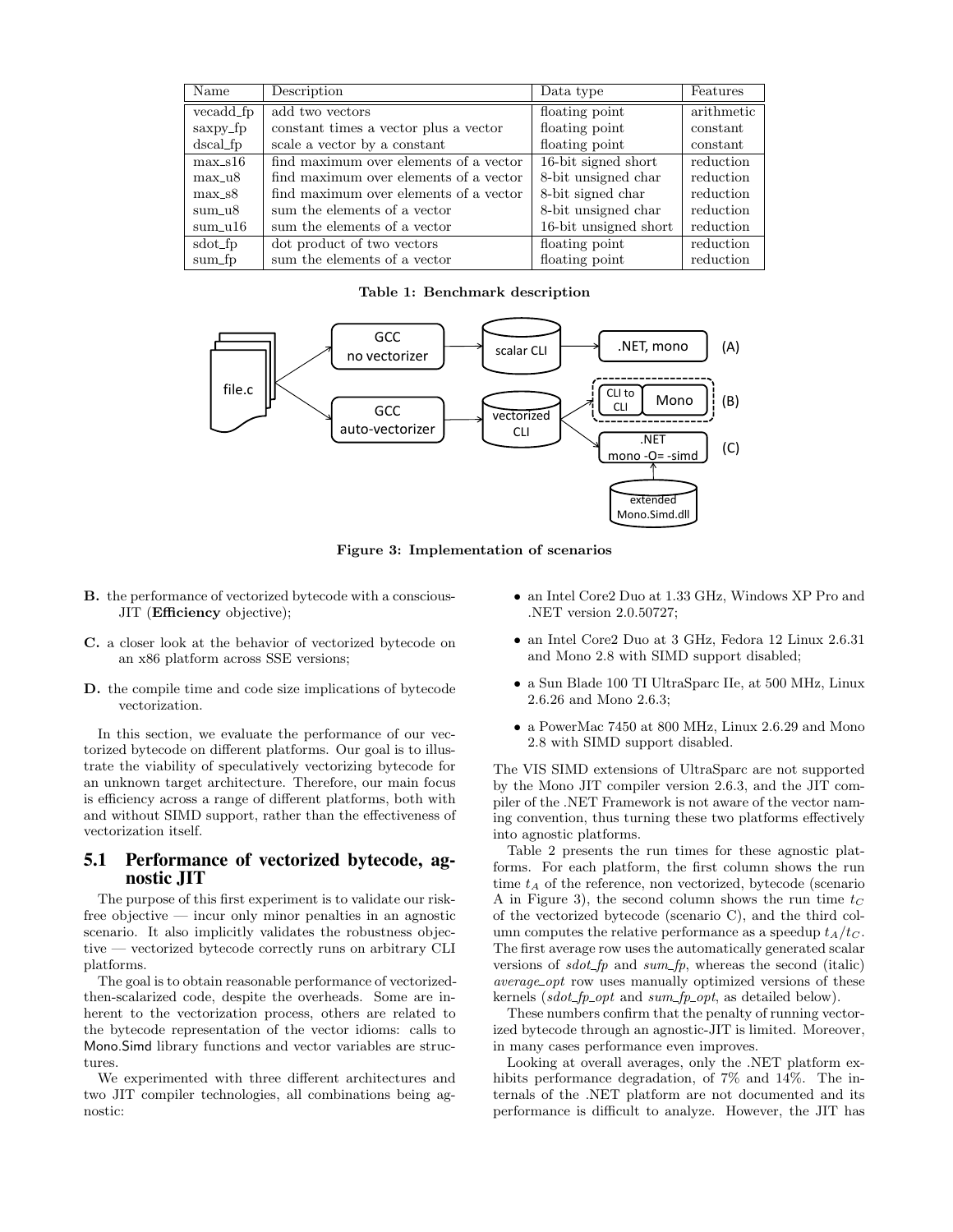| Name | Description | Data type | Features |
|---|---|---|---|
| vecadd_fp | add two vectors | floating point | arithmetic |
| saxpy_fp | constant times a vector plus a vector | floating point | constant |
| dscal_fp | scale a vector by a constant | floating point | constant |
| max_s16 | find maximum over elements of a vector | 16-bit signed short | reduction |
| max_u8 | find maximum over elements of a vector | 8-bit unsigned char | reduction |
| max_s8 | find maximum over elements of a vector | 8-bit signed char | reduction |
| sum_u8 | sum the elements of a vector | 8-bit unsigned char | reduction |
| sum_u16 | sum the elements of a vector | 16-bit unsigned short | reduction |
| sdot_fp | dot product of two vectors | floating point | reduction |
| sum_fp | sum the elements of a vector | floating point | reduction |

**Table 1: Benchmark description**

**Figure 3: Implementation of scenarios**

**B.** the performance of vectorized bytecode with a conscious-JIT (**Efficiency** objective);

**C.** a closer look at the behavior of vectorized bytecode on an x86 platform across SSE versions;

**D.** the compile time and code size implications of bytecode vectorization.

In this section, we evaluate the performance of our vectorized bytecode on different platforms. Our goal is to illustrate the viability of speculatively vectorizing bytecode for an unknown target architecture. Therefore, our main focus is efficiency across a range of different platforms, both with and without SIMD support, rather than the effectiveness of vectorization itself.

## 5.1 Performance of vectorized bytecode, agnostic JIT

The purpose of this first experiment is to validate our risk-free objective — incur only minor penalties in an agnostic scenario. It also implicitly validates the robustness objective — vectorized bytecode correctly runs on arbitrary CLI platforms.

The goal is to obtain reasonable performance of vectorized-then-scalarized code, despite the overheads. Some are inherent to the vectorization process, others are related to the bytecode representation of the vector idioms: calls to Mono.Simd library functions and vector variables are structures.

We experimented with three different architectures and two JIT compiler technologies, all combinations being agnostic:

- an Intel Core2 Duo at 1.33 GHz, Windows XP Pro and .NET version 2.0.50727;
- an Intel Core2 Duo at 3 GHz, Fedora 12 Linux 2.6.31 and Mono 2.8 with SIMD support disabled;
- a Sun Blade 100 TI UltraSparc IIe, at 500 MHz, Linux 2.6.26 and Mono 2.6.3;
- a PowerMac 7450 at 800 MHz, Linux 2.6.29 and Mono 2.8 with SIMD support disabled.

The VIS SIMD extensions of UltraSparc are not supported by the Mono JIT compiler version 2.6.3, and the JIT compiler of the .NET Framework is not aware of the vector naming convention, thus turning these two platforms effectively into agnostic platforms.

Table 2 presents the run times for these agnostic platforms. For each platform, the first column shows the run time $t_A$ of the reference, non vectorized, bytecode (scenario A in Figure 3), the second column shows the run time $t_C$ of the vectorized bytecode (scenario C), and the third column computes the relative performance as a speedup $t_A/t_C$. The first average row uses the automatically generated scalar versions of *sdot_fp* and *sum_fp*, whereas the second (italic) *average_opt* row uses manually optimized versions of these kernels (*sdot_fp_opt* and *sum_fp_opt*, as detailed below).

These numbers confirm that the penalty of running vectorized bytecode through an agnostic-JIT is limited. Moreover, in many cases performance even improves.

Looking at overall averages, only the .NET platform exhibits performance degradation, of 7% and 14%. The internals of the .NET platform are not documented and its performance is difficult to analyze. However, the JIT has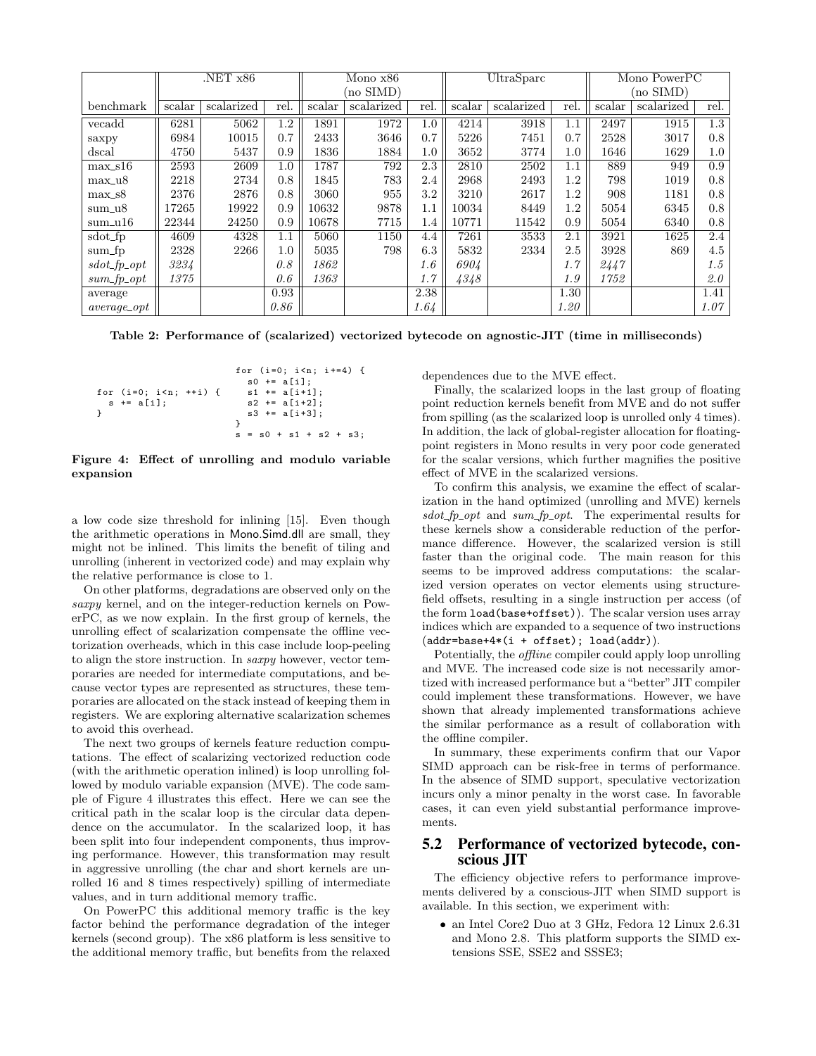| benchmark | .NET x86 | | | Mono x86 (no SIMD) | | | UltraSparc | | | Mono PowerPC (no SIMD) | | |
|---|---|---|---|---|---|---|---|---|---|---|---|---|
| | scalar | scalarized | rel. | scalar | scalarized | rel. | scalar | scalarized | rel. | scalar | scalarized | rel. |
| vecadd | 6281 | 5062 | 1.2 | 1891 | 1972 | 1.0 | 4214 | 3918 | 1.1 | 2497 | 1915 | 1.3 |
| saxpy | 6984 | 10015 | 0.7 | 2433 | 3646 | 0.7 | 5226 | 7451 | 0.7 | 2528 | 3017 | 0.8 |
| dscal | 4750 | 5437 | 0.9 | 1836 | 1884 | 1.0 | 3652 | 3774 | 1.0 | 1646 | 1629 | 1.0 |
| max_s16 | 2593 | 2609 | 1.0 | 1787 | 792 | 2.3 | 2810 | 2502 | 1.1 | 889 | 949 | 0.9 |
| max_u8 | 2218 | 2734 | 0.8 | 1845 | 783 | 2.4 | 2968 | 2493 | 1.2 | 798 | 1019 | 0.8 |
| max_s8 | 2376 | 2876 | 0.8 | 3060 | 955 | 3.2 | 3210 | 2617 | 1.2 | 908 | 1181 | 0.8 |
| sum_u8 | 17265 | 19922 | 0.9 | 10632 | 9878 | 1.1 | 10034 | 8449 | 1.2 | 5054 | 6345 | 0.8 |
| sum_u16 | 22344 | 24250 | 0.9 | 10678 | 7715 | 1.4 | 10771 | 11542 | 0.9 | 5054 | 6340 | 0.8 |
| sdot_fp | 4609 | 4328 | 1.1 | 5060 | 1150 | 4.4 | 7261 | 3533 | 2.1 | 3921 | 1625 | 2.4 |
| sum_fp | 2328 | 2266 | 1.0 | 5035 | 798 | 6.3 | 5832 | 2334 | 2.5 | 3928 | 869 | 4.5 |
| *sdot_fp_opt* | *3234* | | *0.8* | *1862* | | *1.6* | *6904* | | *1.7* | *2447* | | *1.5* |
| *sum_fp_opt* | *1375* | | *0.6* | *1363* | | *1.7* | *4348* | | *1.9* | *1752* | | *2.0* |
| average | | | 0.93 | | | 2.38 | | | 1.30 | | | 1.41 |
| *average_opt* | | | *0.86* | | | *1.64* | | | *1.20* | | | *1.07* |

**Table 2: Performance of (scalarized) vectorized bytecode on agnostic-JIT (time in milliseconds)**

```
for (i=0; i<n; ++i) {
  s += a[i];
}
```

```
for (i=0; i<n; i+=4) {
  s0 += a[i];
  s1 += a[i+1];
  s2 += a[i+2];
  s3 += a[i+3];
}
s = s0 + s1 + s2 + s3;
```

**Figure 4: Effect of unrolling and modulo variable expansion**

a low code size threshold for inlining [15]. Even though the arithmetic operations in Mono.Simd.dll are small, they might not be inlined. This limits the benefit of tiling and unrolling (inherent in vectorized code) and may explain why the relative performance is close to 1.

On other platforms, degradations are observed only on the *saxpy* kernel, and on the integer-reduction kernels on PowerPC, as we now explain. In the first group of kernels, the unrolling effect of scalarization compensate the offline vectorization overheads, which in this case include loop-peeling to align the store instruction. In *saxpy* however, vector temporaries are needed for intermediate computations, and because vector types are represented as structures, these temporaries are allocated on the stack instead of keeping them in registers. We are exploring alternative scalarization schemes to avoid this overhead.

The next two groups of kernels feature reduction computations. The effect of scalarizing vectorized reduction code (with the arithmetic operation inlined) is loop unrolling followed by modulo variable expansion (MVE). The code sample of Figure 4 illustrates this effect. Here we can see the critical path in the scalar loop is the circular data dependence on the accumulator. In the scalarized loop, it has been split into four independent components, thus improving performance. However, this transformation may result in aggressive unrolling (the char and short kernels are unrolled 16 and 8 times respectively) spilling of intermediate values, and in turn additional memory traffic.

On PowerPC this additional memory traffic is the key factor behind the performance degradation of the integer kernels (second group). The x86 platform is less sensitive to the additional memory traffic, but benefits from the relaxed dependences due to the MVE effect.

Finally, the scalarized loops in the last group of floating point reduction kernels benefit from MVE and do not suffer from spilling (as the scalarized loop is unrolled only 4 times). In addition, the lack of global-register allocation for floating-point registers in Mono results in very poor code generated for the scalar versions, which further magnifies the positive effect of MVE in the scalarized versions.

To confirm this analysis, we examine the effect of scalarization in the hand optimized (unrolling and MVE) kernels *sdot_fp_opt* and *sum_fp_opt*. The experimental results for these kernels show a considerable reduction of the performance difference. However, the scalarized version is still faster than the original code. The main reason for this seems to be improved address computations: the scalarized version operates on vector elements using structure-field offsets, resulting in a single instruction per access (of the form `load(base+offset)`). The scalar version uses array indices which are expanded to a sequence of two instructions (`addr=base+4*(i + offset); load(addr)`).

Potentially, the *offline* compiler could apply loop unrolling and MVE. The increased code size is not necessarily amortized with increased performance but a "better" JIT compiler could implement these transformations. However, we have shown that already implemented transformations achieve the similar performance as a result of collaboration with the offline compiler.

In summary, these experiments confirm that our Vapor SIMD approach can be risk-free in terms of performance. In the absence of SIMD support, speculative vectorization incurs only a minor penalty in the worst case. In favorable cases, it can even yield substantial performance improvements.

## 5.2 Performance of vectorized bytecode, conscious JIT

The efficiency objective refers to performance improvements delivered by a conscious-JIT when SIMD support is available. In this section, we experiment with:

- an Intel Core2 Duo at 3 GHz, Fedora 12 Linux 2.6.31 and Mono 2.8. This platform supports the SIMD extensions SSE, SSE2 and SSSE3;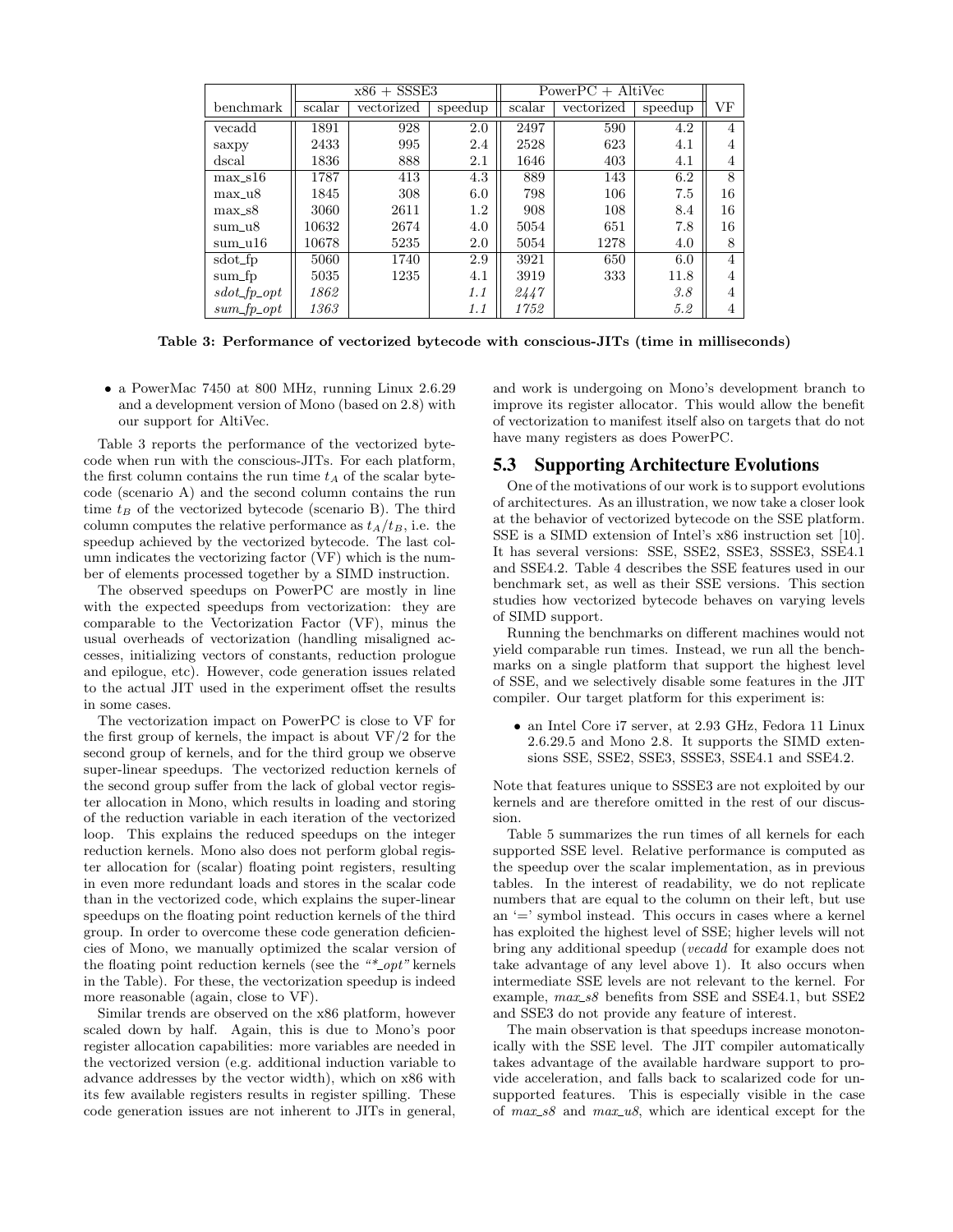| benchmark | x86 + SSSE3 | | | PowerPC + AltiVec | | | VF |
|---|---|---|---|---|---|---|---|
| | scalar | vectorized | speedup | scalar | vectorized | speedup | |
| vecadd | 1891 | 928 | 2.0 | 2497 | 590 | 4.2 | 4 |
| saxpy | 2433 | 995 | 2.4 | 2528 | 623 | 4.1 | 4 |
| dscal | 1836 | 888 | 2.1 | 1646 | 403 | 4.1 | 4 |
| max_s16 | 1787 | 413 | 4.3 | 889 | 143 | 6.2 | 8 |
| max_u8 | 1845 | 308 | 6.0 | 798 | 106 | 7.5 | 16 |
| max_s8 | 3060 | 2611 | 1.2 | 908 | 108 | 8.4 | 16 |
| sum_u8 | 10632 | 2674 | 4.0 | 5054 | 651 | 7.8 | 16 |
| sum_u16 | 10678 | 5235 | 2.0 | 5054 | 1278 | 4.0 | 8 |
| sdot_fp | 5060 | 1740 | 2.9 | 3921 | 650 | 6.0 | 4 |
| sum_fp | 5035 | 1235 | 4.1 | 3919 | 333 | 11.8 | 4 |
| *sdot_fp_opt* | *1862* | | *1.1* | *2447* | | *3.8* | 4 |
| *sum_fp_opt* | *1363* | | *1.1* | *1752* | | *5.2* | 4 |

**Table 3: Performance of vectorized bytecode with conscious-JITs (time in milliseconds)**

- a PowerMac 7450 at 800 MHz, running Linux 2.6.29 and a development version of Mono (based on 2.8) with our support for AltiVec.

Table 3 reports the performance of the vectorized bytecode when run with the conscious-JITs. For each platform, the first column contains the run time $t_A$ of the scalar bytecode (scenario A) and the second column contains the run time $t_B$ of the vectorized bytecode (scenario B). The third column computes the relative performance as $t_A/t_B$, i.e. the speedup achieved by the vectorized bytecode. The last column indicates the vectorizing factor (VF) which is the number of elements processed together by a SIMD instruction.

The observed speedups on PowerPC are mostly in line with the expected speedups from vectorization: they are comparable to the Vectorization Factor (VF), minus the usual overheads of vectorization (handling misaligned accesses, initializing vectors of constants, reduction prologue and epilogue, etc). However, code generation issues related to the actual JIT used in the experiment offset the results in some cases.

The vectorization impact on PowerPC is close to VF for the first group of kernels, the impact is about VF/2 for the second group of kernels, and for the third group we observe super-linear speedups. The vectorized reduction kernels of the second group suffer from the lack of global vector register allocation in Mono, which results in loading and storing of the reduction variable in each iteration of the vectorized loop. This explains the reduced speedups on the integer reduction kernels. Mono also does not perform global register allocation for (scalar) floating point registers, resulting in even more redundant loads and stores in the scalar code than in the vectorized code, which explains the super-linear speedups on the floating point reduction kernels of the third group. In order to overcome these code generation deficiencies of Mono, we manually optimized the scalar version of the floating point reduction kernels (see the *"*_opt"* kernels in the Table). For these, the vectorization speedup is indeed more reasonable (again, close to VF).

Similar trends are observed on the x86 platform, however scaled down by half. Again, this is due to Mono's poor register allocation capabilities: more variables are needed in the vectorized version (e.g. additional induction variable to advance addresses by the vector width), which on x86 with its few available registers results in register spilling. These code generation issues are not inherent to JITs in general, and work is undergoing on Mono's development branch to improve its register allocator. This would allow the benefit of vectorization to manifest itself also on targets that do not have many registers as does PowerPC.

## 5.3 Supporting Architecture Evolutions

One of the motivations of our work is to support evolutions of architectures. As an illustration, we now take a closer look at the behavior of vectorized bytecode on the SSE platform. SSE is a SIMD extension of Intel's x86 instruction set [10]. It has several versions: SSE, SSE2, SSE3, SSSE3, SSE4.1 and SSE4.2. Table 4 describes the SSE features used in our benchmark set, as well as their SSE versions. This section studies how vectorized bytecode behaves on varying levels of SIMD support.

Running the benchmarks on different machines would not yield comparable run times. Instead, we run all the benchmarks on a single platform that support the highest level of SSE, and we selectively disable some features in the JIT compiler. Our target platform for this experiment is:

- an Intel Core i7 server, at 2.93 GHz, Fedora 11 Linux 2.6.29.5 and Mono 2.8. It supports the SIMD extensions SSE, SSE2, SSE3, SSSE3, SSE4.1 and SSE4.2.

Note that features unique to SSSE3 are not exploited by our kernels and are therefore omitted in the rest of our discussion.

Table 5 summarizes the run times of all kernels for each supported SSE level. Relative performance is computed as the speedup over the scalar implementation, as in previous tables. In the interest of readability, we do not replicate numbers that are equal to the column on their left, but use an '=' symbol instead. This occurs in cases where a kernel has exploited the highest level of SSE; higher levels will not bring any additional speedup (*vecadd* for example does not take advantage of any level above 1). It also occurs when intermediate SSE levels are not relevant to the kernel. For example, *max_s8* benefits from SSE and SSE4.1, but SSE2 and SSE3 do not provide any feature of interest.

The main observation is that speedups increase monotonically with the SSE level. The JIT compiler automatically takes advantage of the available hardware support to provide acceleration, and falls back to scalarized code for unsupported features. This is especially visible in the case of *max_s8* and *max_u8*, which are identical except for the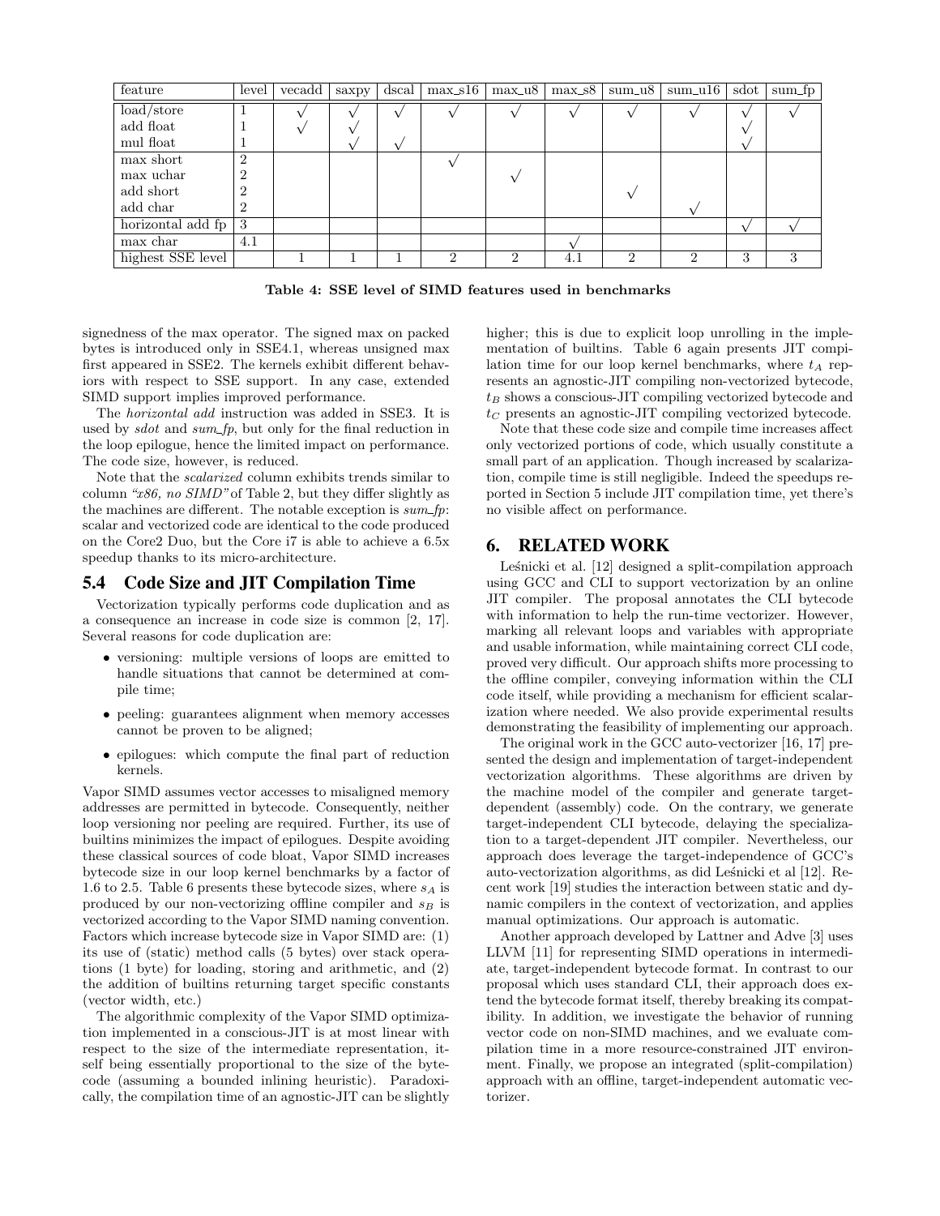| feature | level | vecadd | saxpy | dscal | max_s16 | max_u8 | max_s8 | sum_u8 | sum_u16 | sdot | sum_fp |
|---|---|---|---|---|---|---|---|---|---|---|---|
| load/store | 1 | √ | √ | √ | √ | √ | √ | √ | √ | √ | √ |
| add float | 1 | √ | √ | | | | | | | √ | |
| mul float | 1 | | √ | √ | | | | | | √ | |
| max short | 2 | | | | √ | | | | | | |
| max uchar | 2 | | | | | √ | | | | | |
| add short | 2 | | | | | | | √ | | | |
| add char | 2 | | | | | | | | √ | | |
| horizontal add fp | 3 | | | | | | | | | √ | √ |
| max char | 4.1 | | | | | | √ | | | | |
| highest SSE level | | 1 | 1 | 1 | 2 | 2 | 4.1 | 2 | 2 | 3 | 3 |

**Table 4: SSE level of SIMD features used in benchmarks**

signedness of the max operator. The signed max on packed bytes is introduced only in SSE4.1, whereas unsigned max first appeared in SSE2. The kernels exhibit different behaviors with respect to SSE support. In any case, extended SIMD support implies improved performance.

The *horizontal add* instruction was added in SSE3. It is used by *sdot* and *sum_fp*, but only for the final reduction in the loop epilogue, hence the limited impact on performance. The code size, however, is reduced.

Note that the *scalarized* column exhibits trends similar to column *"x86, no SIMD"* of Table 2, but they differ slightly as the machines are different. The notable exception is *sum_fp*: scalar and vectorized code are identical to the code produced on the Core2 Duo, but the Core i7 is able to achieve a 6.5x speedup thanks to its micro-architecture.

## 5.4 Code Size and JIT Compilation Time

Vectorization typically performs code duplication and as a consequence an increase in code size is common [2, 17]. Several reasons for code duplication are:

- versioning: multiple versions of loops are emitted to handle situations that cannot be determined at compile time;
- peeling: guarantees alignment when memory accesses cannot be proven to be aligned;
- epilogues: which compute the final part of reduction kernels.

Vapor SIMD assumes vector accesses to misaligned memory addresses are permitted in bytecode. Consequently, neither loop versioning nor peeling are required. Further, its use of builtins minimizes the impact of epilogues. Despite avoiding these classical sources of code bloat, Vapor SIMD increases bytecode size in our loop kernel benchmarks by a factor of 1.6 to 2.5. Table 6 presents these bytecode sizes, where $s_A$ is produced by our non-vectorizing offline compiler and $s_B$ is vectorized according to the Vapor SIMD naming convention. Factors which increase bytecode size in Vapor SIMD are: (1) its use of (static) method calls (5 bytes) over stack operations (1 byte) for loading, storing and arithmetic, and (2) the addition of builtins returning target specific constants (vector width, etc.)

The algorithmic complexity of the Vapor SIMD optimization implemented in a conscious-JIT is at most linear with respect to the size of the intermediate representation, itself being essentially proportional to the size of the bytecode (assuming a bounded inlining heuristic). Paradoxically, the compilation time of an agnostic-JIT can be slightly higher; this is due to explicit loop unrolling in the implementation of builtins. Table 6 again presents JIT compilation time for our loop kernel benchmarks, where $t_A$ represents an agnostic-JIT compiling non-vectorized bytecode, $t_B$ shows a conscious-JIT compiling vectorized bytecode and $t_C$ presents an agnostic-JIT compiling vectorized bytecode.

Note that these code size and compile time increases affect only vectorized portions of code, which usually constitute a small part of an application. Though increased by scalarization, compile time is still negligible. Indeed the speedups reported in Section 5 include JIT compilation time, yet there's no visible affect on performance.

# 6. RELATED WORK

Leśnicki et al. [12] designed a split-compilation approach using GCC and CLI to support vectorization by an online JIT compiler. The proposal annotates the CLI bytecode with information to help the run-time vectorizer. However, marking all relevant loops and variables with appropriate and usable information, while maintaining correct CLI code, proved very difficult. Our approach shifts more processing to the offline compiler, conveying information within the CLI code itself, while providing a mechanism for efficient scalarization where needed. We also provide experimental results demonstrating the feasibility of implementing our approach.

The original work in the GCC auto-vectorizer [16, 17] presented the design and implementation of target-independent vectorization algorithms. These algorithms are driven by the machine model of the compiler and generate target-dependent (assembly) code. On the contrary, we generate target-independent CLI bytecode, delaying the specialization to a target-dependent JIT compiler. Nevertheless, our approach does leverage the target-independence of GCC's auto-vectorization algorithms, as did Leśnicki et al [12]. Recent work [19] studies the interaction between static and dynamic compilers in the context of vectorization, and applies manual optimizations. Our approach is automatic.

Another approach developed by Lattner and Adve [3] uses LLVM [11] for representing SIMD operations in intermediate, target-independent bytecode format. In contrast to our proposal which uses standard CLI, their approach does extend the bytecode format itself, thereby breaking its compatibility. In addition, we investigate the behavior of running vector code on non-SIMD machines, and we evaluate compilation time in a more resource-constrained JIT environment. Finally, we propose an integrated (split-compilation) approach with an offline, target-independent automatic vectorizer.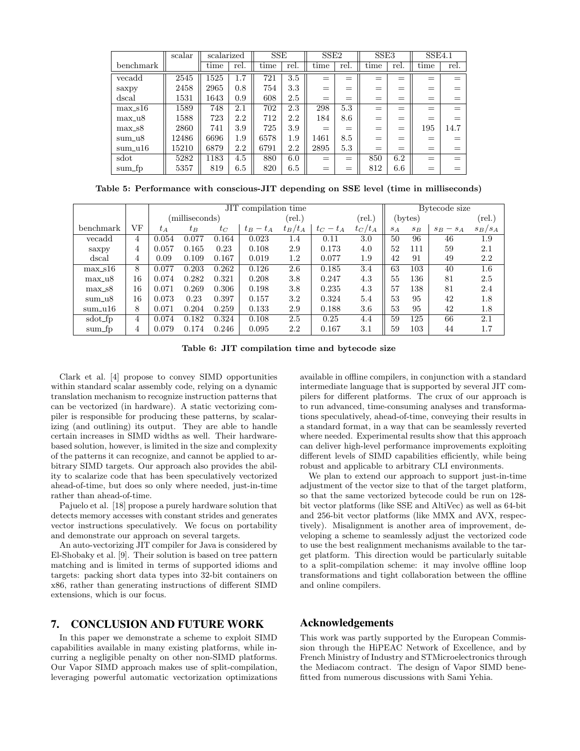| | scalar | scalarized | | SSE | | SSE2 | | SSE3 | | SSE4.1 | |
|---|---|---|---|---|---|---|---|---|---|---|---|
| benchmark | | time | rel. | time | rel. | time | rel. | time | rel. | time | rel. |
| vecadd | 2545 | 1525 | 1.7 | 721 | 3.5 | = | = | = | = | = | = |
| saxpy | 2458 | 2965 | 0.8 | 754 | 3.3 | = | = | = | = | = | = |
| dscal | 1531 | 1643 | 0.9 | 608 | 2.5 | = | = | = | = | = | = |
| max_s16 | 1589 | 748 | 2.1 | 702 | 2.3 | 298 | 5.3 | = | = | = | = |
| max_u8 | 1588 | 723 | 2.2 | 712 | 2.2 | 184 | 8.6 | = | = | = | = |
| max_s8 | 2860 | 741 | 3.9 | 725 | 3.9 | = | = | = | = | 195 | 14.7 |
| sum_u8 | 12486 | 6696 | 1.9 | 6578 | 1.9 | 1461 | 8.5 | = | = | = | = |
| sum_u16 | 15210 | 6879 | 2.2 | 6791 | 2.2 | 2895 | 5.3 | = | = | = | = |
| sdot | 5282 | 1183 | 4.5 | 880 | 6.0 | = | = | 850 | 6.2 | = | = |
| sum_fp | 5357 | 819 | 6.5 | 820 | 6.5 | = | = | 812 | 6.6 | = | = |

**Table 5: Performance with conscious-JIT depending on SSE level (time in milliseconds)**

| | | JIT compilation time | | | | | | | Bytecode size | | | |
|---|---|---|---|---|---|---|---|---|---|---|---|---|
| | | (milliseconds) | | | | (rel.) | | (rel.) | (bytes) | | | (rel.) |
| benchmark | VF | $t_A$ | $t_B$ | $t_C$ | $t_B - t_A$ | $t_B/t_A$ | $t_C - t_A$ | $t_C/t_A$ | $s_A$ | $s_B$ | $s_B - s_A$ | $s_B/s_A$ |
| vecadd | 4 | 0.054 | 0.077 | 0.164 | 0.023 | 1.4 | 0.11 | 3.0 | 50 | 96 | 46 | 1.9 |
| saxpy | 4 | 0.057 | 0.165 | 0.23 | 0.108 | 2.9 | 0.173 | 4.0 | 52 | 111 | 59 | 2.1 |
| dscal | 4 | 0.09 | 0.109 | 0.167 | 0.019 | 1.2 | 0.077 | 1.9 | 42 | 91 | 49 | 2.2 |
| max_s16 | 8 | 0.077 | 0.203 | 0.262 | 0.126 | 2.6 | 0.185 | 3.4 | 63 | 103 | 40 | 1.6 |
| max_u8 | 16 | 0.074 | 0.282 | 0.321 | 0.208 | 3.8 | 0.247 | 4.3 | 55 | 136 | 81 | 2.5 |
| max_s8 | 16 | 0.071 | 0.269 | 0.306 | 0.198 | 3.8 | 0.235 | 4.3 | 57 | 138 | 81 | 2.4 |
| sum_u8 | 16 | 0.073 | 0.23 | 0.397 | 0.157 | 3.2 | 0.324 | 5.4 | 53 | 95 | 42 | 1.8 |
| sum_u16 | 8 | 0.071 | 0.204 | 0.259 | 0.133 | 2.9 | 0.188 | 3.6 | 53 | 95 | 42 | 1.8 |
| sdot_fp | 4 | 0.074 | 0.182 | 0.324 | 0.108 | 2.5 | 0.25 | 4.4 | 59 | 125 | 66 | 2.1 |
| sum_fp | 4 | 0.079 | 0.174 | 0.246 | 0.095 | 2.2 | 0.167 | 3.1 | 59 | 103 | 44 | 1.7 |

**Table 6: JIT compilation time and bytecode size**

Clark et al. [4] propose to convey SIMD opportunities within standard scalar assembly code, relying on a dynamic translation mechanism to recognize instruction patterns that can be vectorized (in hardware). A static vectorizing compiler is responsible for producing these patterns, by scalarizing (and outlining) its output. They are able to handle certain increases in SIMD widths as well. Their hardware-based solution, however, is limited in the size and complexity of the patterns it can recognize, and cannot be applied to arbitrary SIMD targets. Our approach also provides the ability to scalarize code that has been speculatively vectorized ahead-of-time, but does so only where needed, just-in-time rather than ahead-of-time.

Pajuelo et al. [18] propose a purely hardware solution that detects memory accesses with constant strides and generates vector instructions speculatively. We focus on portability and demonstrate our approach on several targets.

An auto-vectorizing JIT compiler for Java is considered by El-Shobaky et al. [9]. Their solution is based on tree pattern matching and is limited in terms of supported idioms and targets: packing short data types into 32-bit containers on x86, rather than generating instructions of different SIMD extensions, which is our focus.

## 7. CONCLUSION AND FUTURE WORK

In this paper we demonstrate a scheme to exploit SIMD capabilities available in many existing platforms, while incurring a negligible penalty on other non-SIMD platforms. Our Vapor SIMD approach makes use of split-compilation, leveraging powerful automatic vectorization optimizations available in offline compilers, in conjunction with a standard intermediate language that is supported by several JIT compilers for different platforms. The crux of our approach is to run advanced, time-consuming analyses and transformations speculatively, ahead-of-time, conveying their results in a standard format, in a way that can be seamlessly reverted where needed. Experimental results show that this approach can deliver high-level performance improvements exploiting different levels of SIMD capabilities efficiently, while being robust and applicable to arbitrary CLI environments.

We plan to extend our approach to support just-in-time adjustment of the vector size to that of the target platform, so that the same vectorized bytecode could be run on 128-bit vector platforms (like SSE and AltiVec) as well as 64-bit and 256-bit vector platforms (like MMX and AVX, respectively). Misalignment is another area of improvement, developing a scheme to seamlessly adjust the vectorized code to use the best realignment mechanisms available to the target platform. This direction would be particularly suitable to a split-compilation scheme: it may involve offline loop transformations and tight collaboration between the offline and online compilers.

## Acknowledgements

This work was partly supported by the European Commission through the HiPEAC Network of Excellence, and by French Ministry of Industry and STMicroelectronics through the Mediacom contract. The design of Vapor SIMD benefitted from numerous discussions with Sami Yehia.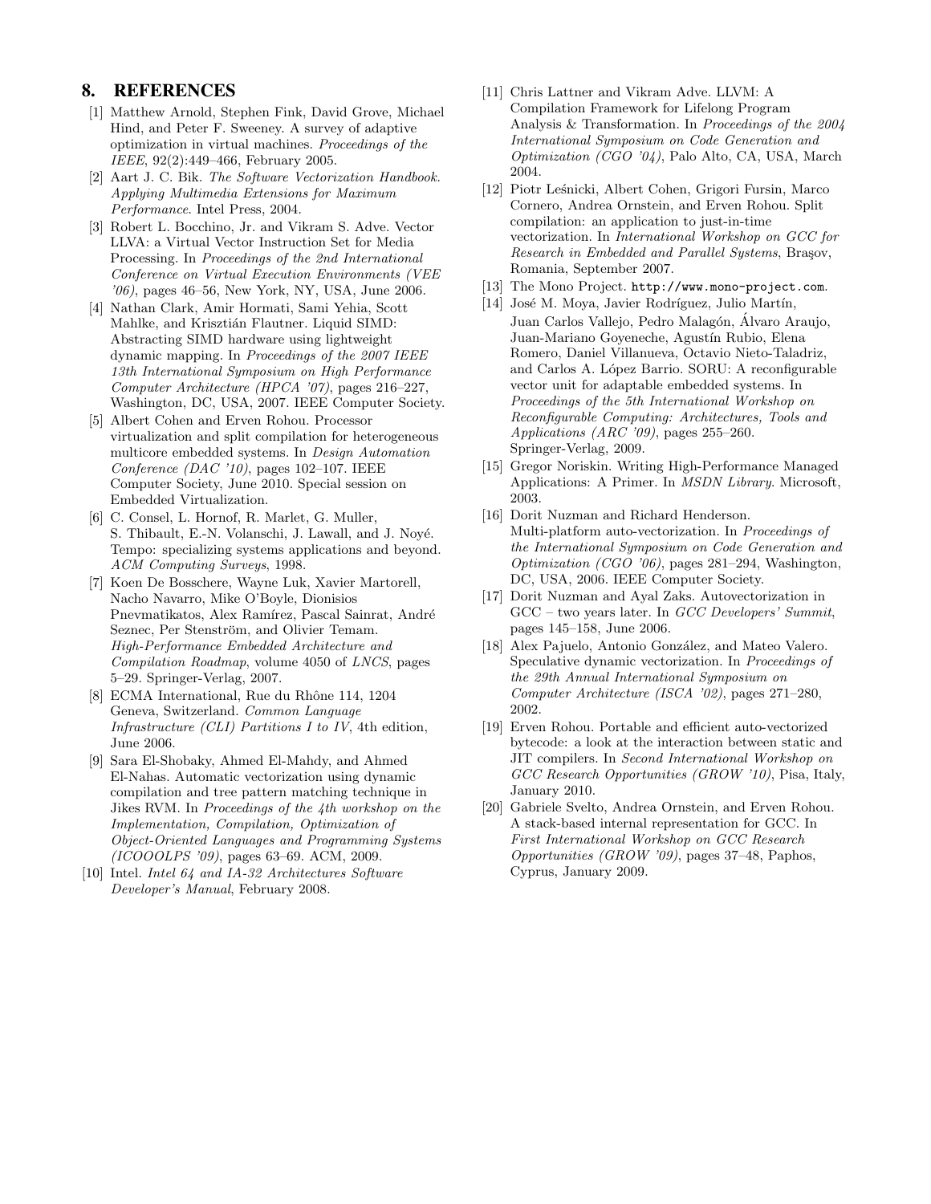## 8. REFERENCES

[1] Matthew Arnold, Stephen Fink, David Grove, Michael Hind, and Peter F. Sweeney. A survey of adaptive optimization in virtual machines. *Proceedings of the IEEE*, 92(2):449–466, February 2005.

[2] Aart J. C. Bik. *The Software Vectorization Handbook. Applying Multimedia Extensions for Maximum Performance*. Intel Press, 2004.

[3] Robert L. Bocchino, Jr. and Vikram S. Adve. Vector LLVA: a Virtual Vector Instruction Set for Media Processing. In *Proceedings of the 2nd International Conference on Virtual Execution Environments (VEE '06)*, pages 46–56, New York, NY, USA, June 2006.

[4] Nathan Clark, Amir Hormati, Sami Yehia, Scott Mahlke, and Krisztián Flautner. Liquid SIMD: Abstracting SIMD hardware using lightweight dynamic mapping. In *Proceedings of the 2007 IEEE 13th International Symposium on High Performance Computer Architecture (HPCA '07)*, pages 216–227, Washington, DC, USA, 2007. IEEE Computer Society.

[5] Albert Cohen and Erven Rohou. Processor virtualization and split compilation for heterogeneous multicore embedded systems. In *Design Automation Conference (DAC '10)*, pages 102–107. IEEE Computer Society, June 2010. Special session on Embedded Virtualization.

[6] C. Consel, L. Hornof, R. Marlet, G. Muller, S. Thibault, E.-N. Volanschi, J. Lawall, and J. Noyé. Tempo: specializing systems applications and beyond. *ACM Computing Surveys*, 1998.

[7] Koen De Bosschere, Wayne Luk, Xavier Martorell, Nacho Navarro, Mike O'Boyle, Dionisios Pnevmatikatos, Alex Ramírez, Pascal Sainrat, André Seznec, Per Stenström, and Olivier Temam. *High-Performance Embedded Architecture and Compilation Roadmap*, volume 4050 of *LNCS*, pages 5–29. Springer-Verlag, 2007.

[8] ECMA International, Rue du Rhône 114, 1204 Geneva, Switzerland. *Common Language Infrastructure (CLI) Partitions I to IV*, 4th edition, June 2006.

[9] Sara El-Shobaky, Ahmed El-Mahdy, and Ahmed El-Nahas. Automatic vectorization using dynamic compilation and tree pattern matching technique in Jikes RVM. In *Proceedings of the 4th workshop on the Implementation, Compilation, Optimization of Object-Oriented Languages and Programming Systems (ICOOOLPS '09)*, pages 63–69. ACM, 2009.

[10] Intel. *Intel 64 and IA-32 Architectures Software Developer's Manual*, February 2008.

[11] Chris Lattner and Vikram Adve. LLVM: A Compilation Framework for Lifelong Program Analysis & Transformation. In *Proceedings of the 2004 International Symposium on Code Generation and Optimization (CGO '04)*, Palo Alto, CA, USA, March 2004.

[12] Piotr Leśnicki, Albert Cohen, Grigori Fursin, Marco Cornero, Andrea Ornstein, and Erven Rohou. Split compilation: an application to just-in-time vectorization. In *International Workshop on GCC for Research in Embedded and Parallel Systems*, Braşov, Romania, September 2007.

[13] The Mono Project. http://www.mono-project.com.

[14] José M. Moya, Javier Rodríguez, Julio Martín, Juan Carlos Vallejo, Pedro Malagón, Álvaro Araujo, Juan-Mariano Goyeneche, Agustín Rubio, Elena Romero, Daniel Villanueva, Octavio Nieto-Taladriz, and Carlos A. López Barrio. SORU: A reconfigurable vector unit for adaptable embedded systems. In *Proceedings of the 5th International Workshop on Reconfigurable Computing: Architectures, Tools and Applications (ARC '09)*, pages 255–260. Springer-Verlag, 2009.

[15] Gregor Noriskin. Writing High-Performance Managed Applications: A Primer. In *MSDN Library*. Microsoft, 2003.

[16] Dorit Nuzman and Richard Henderson. Multi-platform auto-vectorization. In *Proceedings of the International Symposium on Code Generation and Optimization (CGO '06)*, pages 281–294, Washington, DC, USA, 2006. IEEE Computer Society.

[17] Dorit Nuzman and Ayal Zaks. Autovectorization in GCC – two years later. In *GCC Developers' Summit*, pages 145–158, June 2006.

[18] Alex Pajuelo, Antonio González, and Mateo Valero. Speculative dynamic vectorization. In *Proceedings of the 29th Annual International Symposium on Computer Architecture (ISCA '02)*, pages 271–280, 2002.

[19] Erven Rohou. Portable and efficient auto-vectorized bytecode: a look at the interaction between static and JIT compilers. In *Second International Workshop on GCC Research Opportunities (GROW '10)*, Pisa, Italy, January 2010.

[20] Gabriele Svelto, Andrea Ornstein, and Erven Rohou. A stack-based internal representation for GCC. In *First International Workshop on GCC Research Opportunities (GROW '09)*, pages 37–48, Paphos, Cyprus, January 2009.